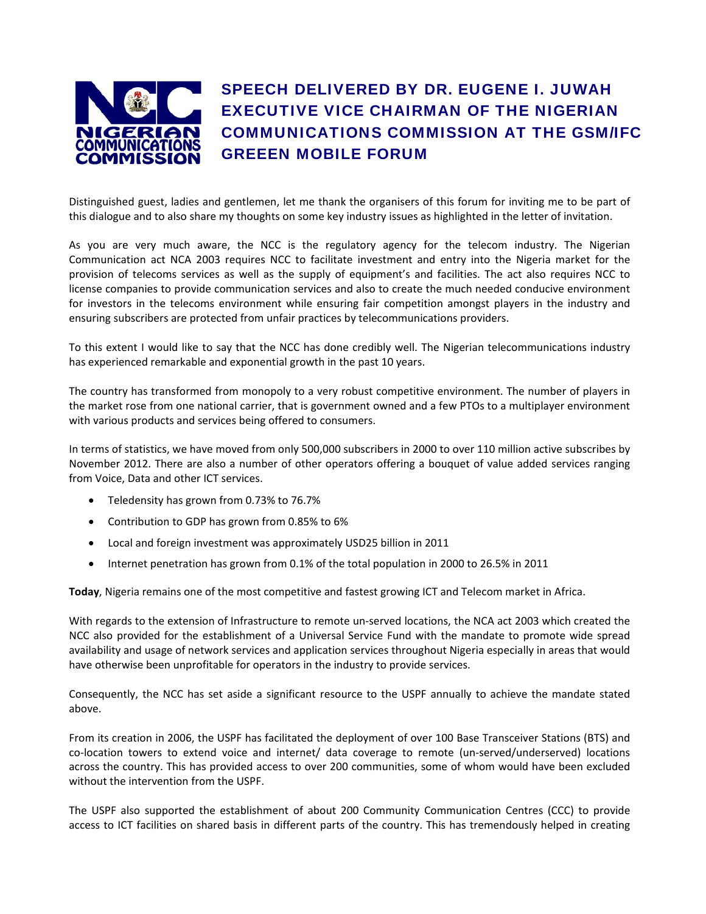# SPEECH DELIVERED BY DR. EUGENE I. JUWAH EXECUTIVE VICE CHAIRMAN OF THE NIGERIAN COMMUNICATIONS COMMISSION AT THE GSM/IFC GREEEN MOBILE FORUM

Distinguished guest, ladies and gentlemen, let me thank the organisers of this forum for inviting me to be part of this dialogue and to also share my thoughts on some key industry issues as highlighted in the letter of invitation.

As you are very much aware, the NCC is the regulatory agency for the telecom industry. The Nigerian Communication act NCA 2003 requires NCC to facilitate investment and entry into the Nigeria market for the provision of telecoms services as well as the supply of equipment's and facilities. The act also requires NCC to license companies to provide communication services and also to create the much needed conducive environment for investors in the telecoms environment while ensuring fair competition amongst players in the industry and ensuring subscribers are protected from unfair practices by telecommunications providers.

To this extent I would like to say that the NCC has done credibly well. The Nigerian telecommunications industry has experienced remarkable and exponential growth in the past 10 years.

The country has transformed from monopoly to a very robust competitive environment. The number of players in the market rose from one national carrier, that is government owned and a few PTOs to a multiplayer environment with various products and services being offered to consumers.

In terms of statistics, we have moved from only 500,000 subscribers in 2000 to over 110 million active subscribes by November 2012. There are also a number of other operators offering a bouquet of value added services ranging from Voice, Data and other ICT services.

- Teledensity has grown from 0.73% to 76.7%
- Contribution to GDP has grown from 0.85% to 6%
- Local and foreign investment was approximately USD25 billion in 2011
- Internet penetration has grown from 0.1% of the total population in 2000 to 26.5% in 2011

**Today**, Nigeria remains one of the most competitive and fastest growing ICT and Telecom market in Africa.

With regards to the extension of Infrastructure to remote un-served locations, the NCA act 2003 which created the NCC also provided for the establishment of a Universal Service Fund with the mandate to promote wide spread availability and usage of network services and application services throughout Nigeria especially in areas that would have otherwise been unprofitable for operators in the industry to provide services.

Consequently, the NCC has set aside a significant resource to the USPF annually to achieve the mandate stated above.

From its creation in 2006, the USPF has facilitated the deployment of over 100 Base Transceiver Stations (BTS) and co-location towers to extend voice and internet/ data coverage to remote (un-served/underserved) locations across the country. This has provided access to over 200 communities, some of whom would have been excluded without the intervention from the USPF.

The USPF also supported the establishment of about 200 Community Communication Centres (CCC) to provide access to ICT facilities on shared basis in different parts of the country. This has tremendously helped in creating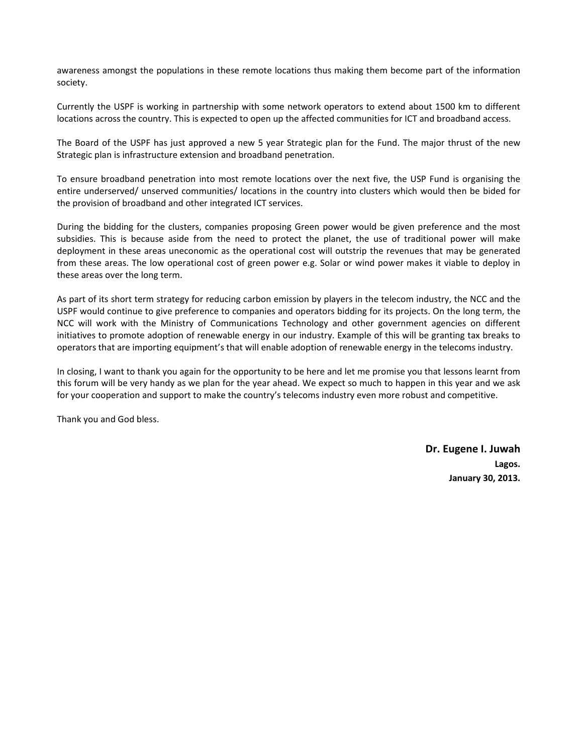awareness amongst the populations in these remote locations thus making them become part of the information society.

Currently the USPF is working in partnership with some network operators to extend about 1500 km to different locations across the country. This is expected to open up the affected communities for ICT and broadband access.

The Board of the USPF has just approved a new 5 year Strategic plan for the Fund. The major thrust of the new Strategic plan is infrastructure extension and broadband penetration.

To ensure broadband penetration into most remote locations over the next five, the USP Fund is organising the entire underserved/ unserved communities/ locations in the country into clusters which would then be bided for the provision of broadband and other integrated ICT services.

During the bidding for the clusters, companies proposing Green power would be given preference and the most subsidies. This is because aside from the need to protect the planet, the use of traditional power will make deployment in these areas uneconomic as the operational cost will outstrip the revenues that may be generated from these areas. The low operational cost of green power e.g. Solar or wind power makes it viable to deploy in these areas over the long term.

As part of its short term strategy for reducing carbon emission by players in the telecom industry, the NCC and the USPF would continue to give preference to companies and operators bidding for its projects. On the long term, the NCC will work with the Ministry of Communications Technology and other government agencies on different initiatives to promote adoption of renewable energy in our industry. Example of this will be granting tax breaks to operators that are importing equipment's that will enable adoption of renewable energy in the telecoms industry.

In closing, I want to thank you again for the opportunity to be here and let me promise you that lessons learnt from this forum will be very handy as we plan for the year ahead. We expect so much to happen in this year and we ask for your cooperation and support to make the country's telecoms industry even more robust and competitive.

Thank you and God bless.

**Dr. Eugene I. Juwah**
**Lagos.**
**January 30, 2013.**